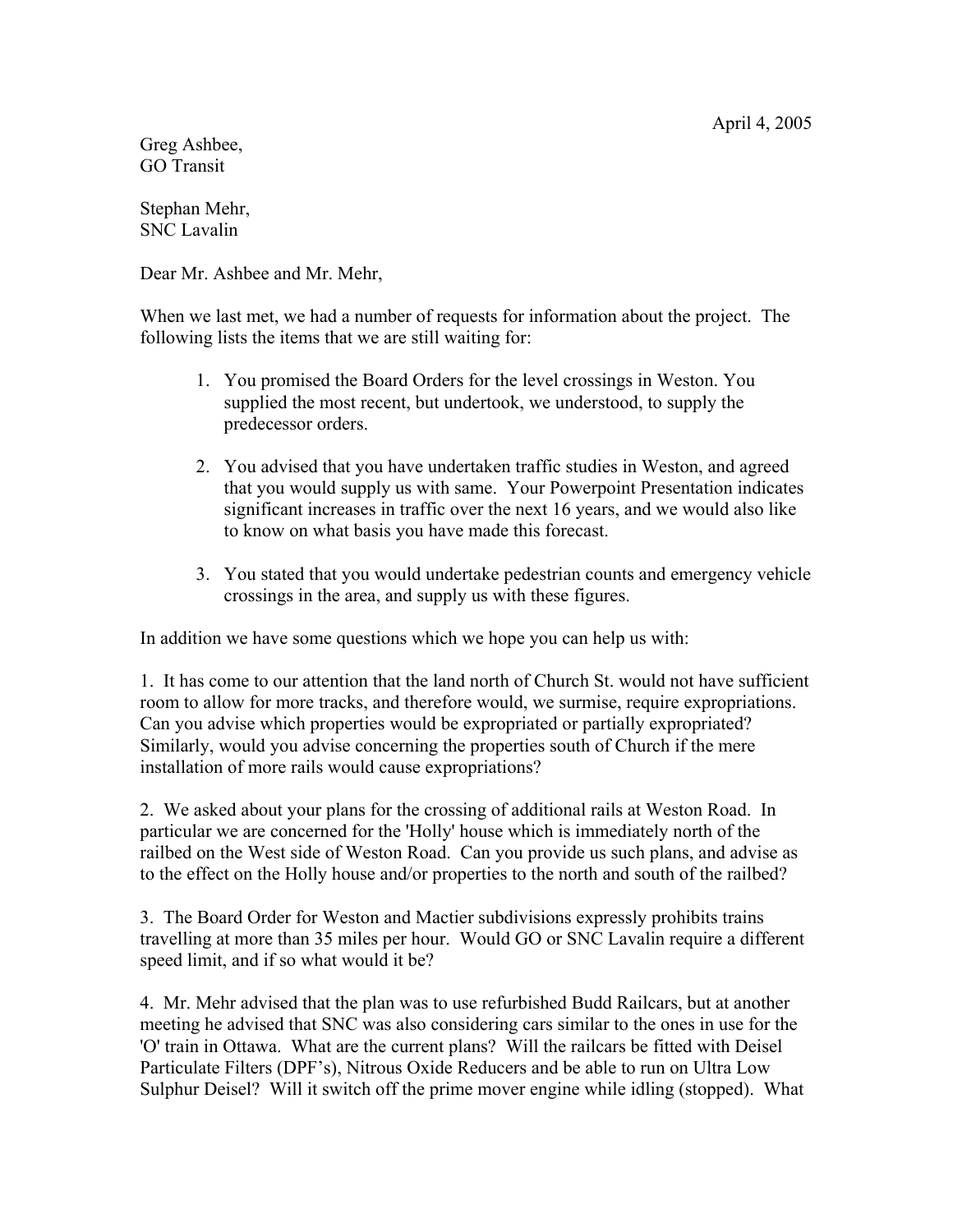April 4, 2005

Greg Ashbee,
GO Transit

Stephan Mehr,
SNC Lavalin

Dear Mr. Ashbee and Mr. Mehr,

When we last met, we had a number of requests for information about the project. The following lists the items that we are still waiting for:

1. You promised the Board Orders for the level crossings in Weston. You supplied the most recent, but undertook, we understood, to supply the predecessor orders.

2. You advised that you have undertaken traffic studies in Weston, and agreed that you would supply us with same. Your Powerpoint Presentation indicates significant increases in traffic over the next 16 years, and we would also like to know on what basis you have made this forecast.

3. You stated that you would undertake pedestrian counts and emergency vehicle crossings in the area, and supply us with these figures.

In addition we have some questions which we hope you can help us with:

1. It has come to our attention that the land north of Church St. would not have sufficient room to allow for more tracks, and therefore would, we surmise, require expropriations. Can you advise which properties would be expropriated or partially expropriated? Similarly, would you advise concerning the properties south of Church if the mere installation of more rails would cause expropriations?

2. We asked about your plans for the crossing of additional rails at Weston Road. In particular we are concerned for the 'Holly' house which is immediately north of the railbed on the West side of Weston Road. Can you provide us such plans, and advise as to the effect on the Holly house and/or properties to the north and south of the railbed?

3. The Board Order for Weston and Mactier subdivisions expressly prohibits trains travelling at more than 35 miles per hour. Would GO or SNC Lavalin require a different speed limit, and if so what would it be?

4. Mr. Mehr advised that the plan was to use refurbished Budd Railcars, but at another meeting he advised that SNC was also considering cars similar to the ones in use for the 'O' train in Ottawa. What are the current plans? Will the railcars be fitted with Deisel Particulate Filters (DPF's), Nitrous Oxide Reducers and be able to run on Ultra Low Sulphur Deisel? Will it switch off the prime mover engine while idling (stopped). What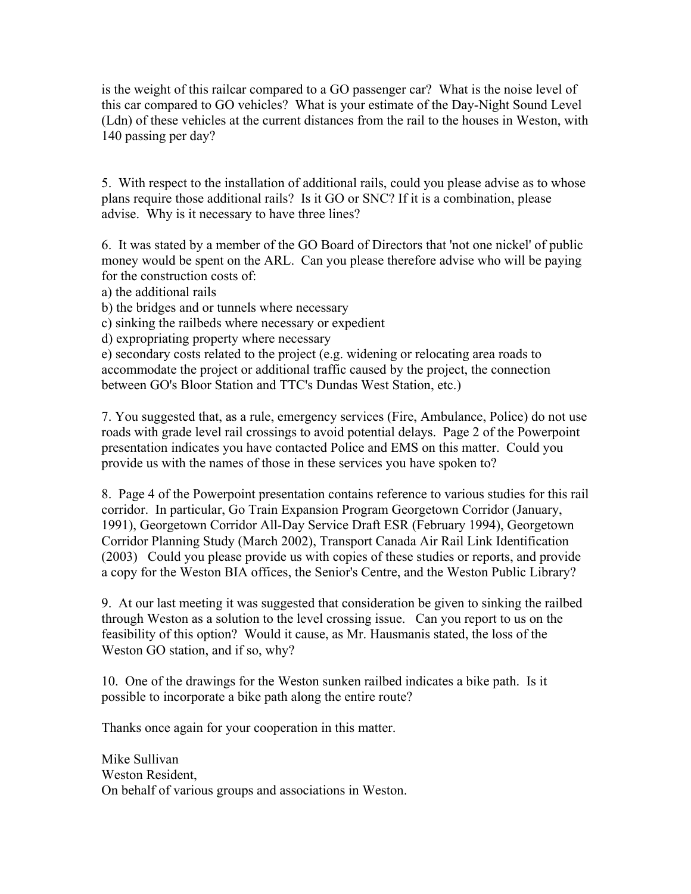is the weight of this railcar compared to a GO passenger car? What is the noise level of this car compared to GO vehicles? What is your estimate of the Day-Night Sound Level (Ldn) of these vehicles at the current distances from the rail to the houses in Weston, with 140 passing per day?

5. With respect to the installation of additional rails, could you please advise as to whose plans require those additional rails? Is it GO or SNC? If it is a combination, please advise. Why is it necessary to have three lines?

6. It was stated by a member of the GO Board of Directors that 'not one nickel' of public money would be spent on the ARL. Can you please therefore advise who will be paying for the construction costs of:

a) the additional rails
b) the bridges and or tunnels where necessary
c) sinking the railbeds where necessary or expedient
d) expropriating property where necessary
e) secondary costs related to the project (e.g. widening or relocating area roads to accommodate the project or additional traffic caused by the project, the connection between GO's Bloor Station and TTC's Dundas West Station, etc.)

7. You suggested that, as a rule, emergency services (Fire, Ambulance, Police) do not use roads with grade level rail crossings to avoid potential delays. Page 2 of the Powerpoint presentation indicates you have contacted Police and EMS on this matter. Could you provide us with the names of those in these services you have spoken to?

8. Page 4 of the Powerpoint presentation contains reference to various studies for this rail corridor. In particular, Go Train Expansion Program Georgetown Corridor (January, 1991), Georgetown Corridor All-Day Service Draft ESR (February 1994), Georgetown Corridor Planning Study (March 2002), Transport Canada Air Rail Link Identification (2003) Could you please provide us with copies of these studies or reports, and provide a copy for the Weston BIA offices, the Senior's Centre, and the Weston Public Library?

9. At our last meeting it was suggested that consideration be given to sinking the railbed through Weston as a solution to the level crossing issue. Can you report to us on the feasibility of this option? Would it cause, as Mr. Hausmanis stated, the loss of the Weston GO station, and if so, why?

10. One of the drawings for the Weston sunken railbed indicates a bike path. Is it possible to incorporate a bike path along the entire route?

Thanks once again for your cooperation in this matter.

Mike Sullivan
Weston Resident,
On behalf of various groups and associations in Weston.